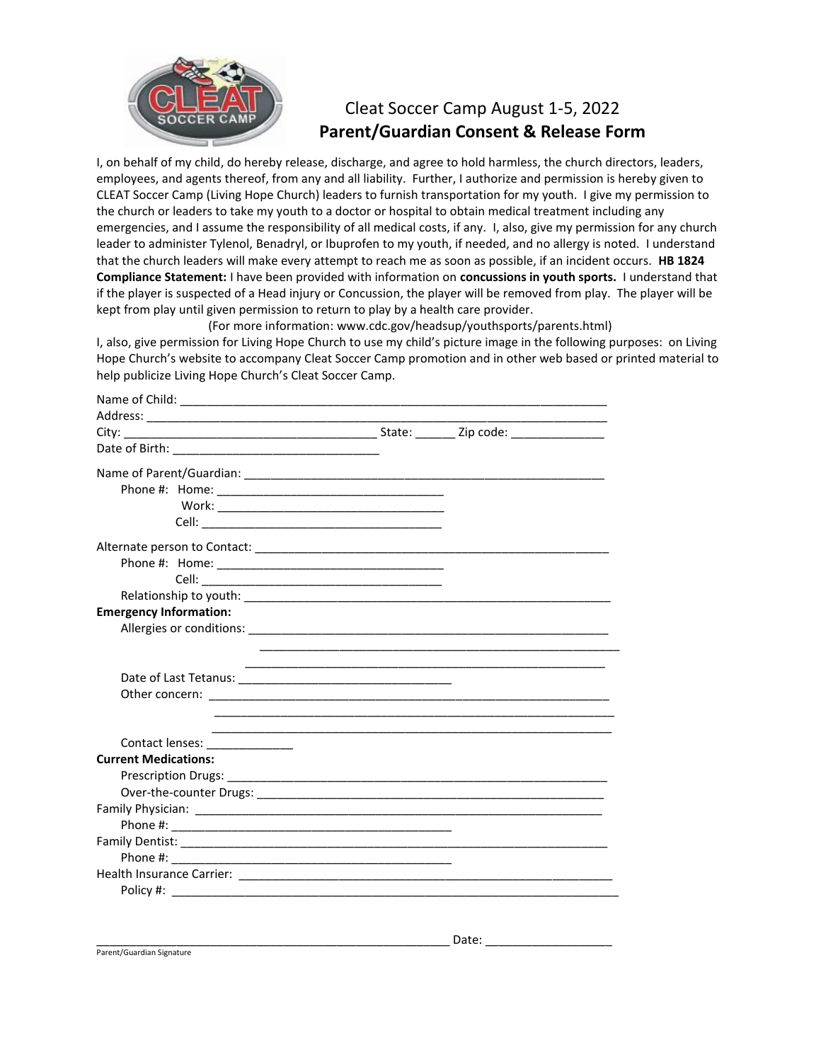# Cleat Soccer Camp August 1-5, 2022

## Parent/Guardian Consent & Release Form

I, on behalf of my child, do hereby release, discharge, and agree to hold harmless, the church directors, leaders, employees, and agents thereof, from any and all liability. Further, I authorize and permission is hereby given to CLEAT Soccer Camp (Living Hope Church) leaders to furnish transportation for my youth. I give my permission to the church or leaders to take my youth to a doctor or hospital to obtain medical treatment including any emergencies, and I assume the responsibility of all medical costs, if any. I, also, give my permission for any church leader to administer Tylenol, Benadryl, or Ibuprofen to my youth, if needed, and no allergy is noted. I understand that the church leaders will make every attempt to reach me as soon as possible, if an incident occurs. **HB 1824 Compliance Statement:** I have been provided with information on **concussions in youth sports.** I understand that if the player is suspected of a Head injury or Concussion, the player will be removed from play. The player will be kept from play until given permission to return to play by a health care provider.

(For more information: www.cdc.gov/headsup/youthsports/parents.html)

I, also, give permission for Living Hope Church to use my child's picture image in the following purposes: on Living Hope Church's website to accompany Cleat Soccer Camp promotion and in other web based or printed material to help publicize Living Hope Church's Cleat Soccer Camp.

Name of Child: ________________________________________________________________
Address: ______________________________________________________________________
City: ______________________________________ State: ______ Zip code: ______________
Date of Birth: _______________________________

Name of Parent/Guardian: ______________________________________________________
Phone #: Home: __________________________________
Work: __________________________________
Cell: __________________________________

Alternate person to Contact: ___________________________________________________
Phone #: Home: __________________________________
Cell: __________________________________
Relationship to youth: _________________________________________________________

**Emergency Information:**

Allergies or conditions: _______________________________________________________
_______________________________________________________
_______________________________________________________

Date of Last Tetanus: ________________________________
Other concern: _______________________________________________________________
_______________________________________________________________
_______________________________________________________________

Contact lenses: _____________

**Current Medications:**

Prescription Drugs: ___________________________________________________________
Over-the-counter Drugs: _______________________________________________________

Family Physician: _____________________________________________________________
Phone #: __________________________________________

Family Dentist: _______________________________________________________________
Phone #: __________________________________________

Health Insurance Carrier: _______________________________________________________
Policy #: ____________________________________________________________________

_______________________________________________________ Date: __________________

Parent/Guardian Signature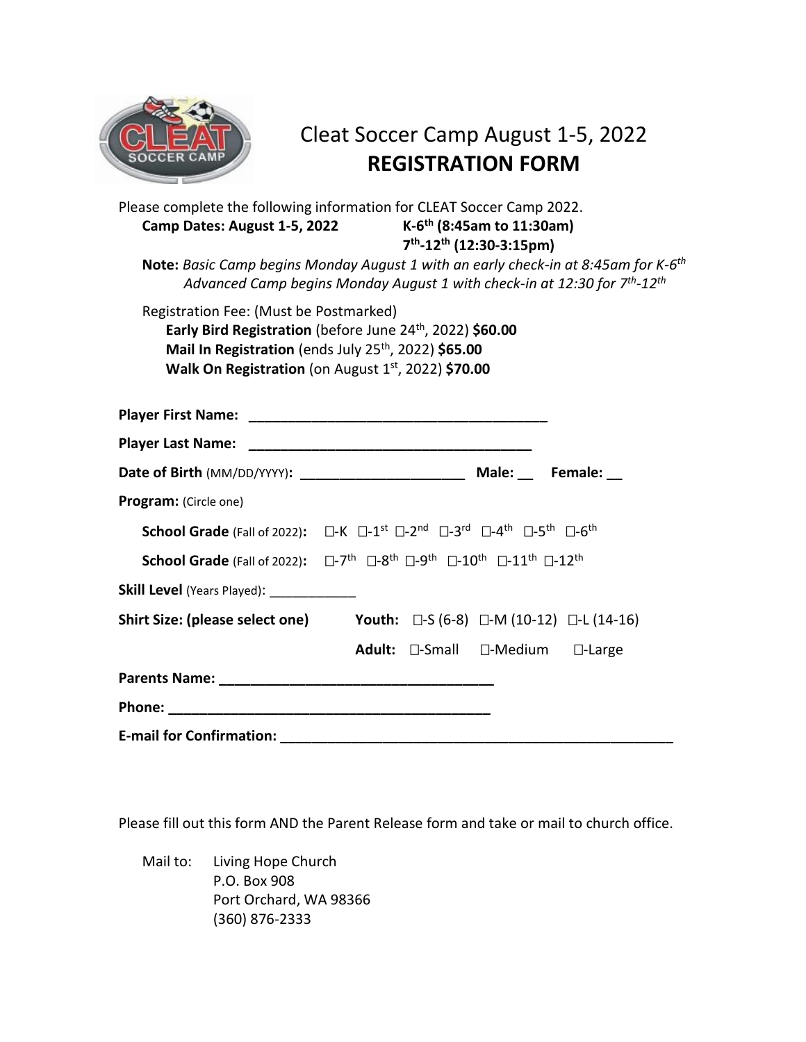# Cleat Soccer Camp August 1-5, 2022

## REGISTRATION FORM

Please complete the following information for CLEAT Soccer Camp 2022.

**Camp Dates: August 1-5, 2022** **K-6th (8:45am to 11:30am)**
**7th-12th (12:30-3:15pm)**

**Note:** *Basic Camp begins Monday August 1 with an early check-in at 8:45am for K-6th*
*Advanced Camp begins Monday August 1 with check-in at 12:30 for 7th-12th*

Registration Fee: (Must be Postmarked)

- **Early Bird Registration** (before June 24th, 2022) **$60.00**
- **Mail In Registration** (ends July 25th, 2022) **$65.00**
- **Walk On Registration** (on August 1st, 2022) **$70.00**

**Player First Name:** ______________________________________

**Player Last Name:** ____________________________________

**Date of Birth** (MM/DD/YYYY)**:** ____________________ **Male:** __ **Female:** __

**Program:** (Circle one)

**School Grade** (Fall of 2022)**:** ☐-K ☐-1st ☐-2nd ☐-3rd ☐-4th ☐-5th ☐-6th

**School Grade** (Fall of 2022)**:** ☐-7th ☐-8th ☐-9th ☐-10th ☐-11th ☐-12th

**Skill Level** (Years Played): ___________

**Shirt Size: (please select one)** **Youth:** ☐-S (6-8) ☐-M (10-12) ☐-L (14-16)

**Adult:** ☐-Small ☐-Medium ☐-Large

**Parents Name:** ________________________________

**Phone:** ________________________________________

**E-mail for Confirmation:** ____________________________________________________

Please fill out this form AND the Parent Release form and take or mail to church office.

Mail to: Living Hope Church
P.O. Box 908
Port Orchard, WA 98366
(360) 876-2333